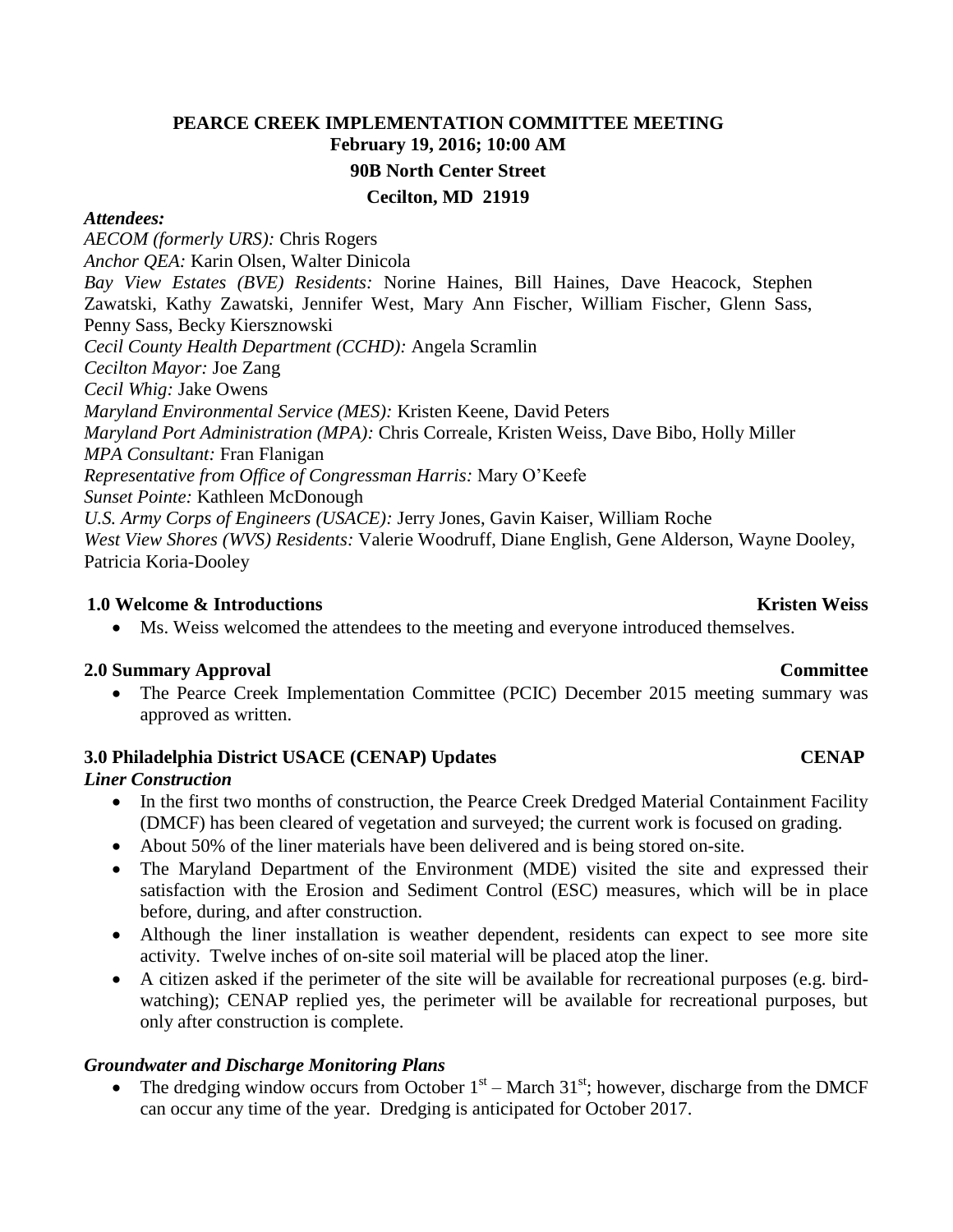# PEARCE CREEK IMPLEMENTATION COMMITTEE MEETING

**February 19, 2016; 10:00 AM**

**90B North Center Street**

**Cecilton, MD 21919**

***Attendees:***

*AECOM (formerly URS):* Chris Rogers
*Anchor QEA:* Karin Olsen, Walter Dinicola
*Bay View Estates (BVE) Residents:* Norine Haines, Bill Haines, Dave Heacock, Stephen Zawatski, Kathy Zawatski, Jennifer West, Mary Ann Fischer, William Fischer, Glenn Sass, Penny Sass, Becky Kiersznowski
*Cecil County Health Department (CCHD):* Angela Scramlin
*Cecilton Mayor:* Joe Zang
*Cecil Whig:* Jake Owens
*Maryland Environmental Service (MES):* Kristen Keene, David Peters
*Maryland Port Administration (MPA):* Chris Correale, Kristen Weiss, Dave Bibo, Holly Miller
*MPA Consultant:* Fran Flanigan
*Representative from Office of Congressman Harris:* Mary O'Keefe
*Sunset Pointe:* Kathleen McDonough
*U.S. Army Corps of Engineers (USACE):* Jerry Jones, Gavin Kaiser, William Roche
*West View Shores (WVS) Residents:* Valerie Woodruff, Diane English, Gene Alderson, Wayne Dooley, Patricia Koria-Dooley

## 1.0 Welcome & Introductions — Kristen Weiss

- Ms. Weiss welcomed the attendees to the meeting and everyone introduced themselves.

## 2.0 Summary Approval — Committee

- The Pearce Creek Implementation Committee (PCIC) December 2015 meeting summary was approved as written.

## 3.0 Philadelphia District USACE (CENAP) Updates — CENAP

### *Liner Construction*

- In the first two months of construction, the Pearce Creek Dredged Material Containment Facility (DMCF) has been cleared of vegetation and surveyed; the current work is focused on grading.
- About 50% of the liner materials have been delivered and is being stored on-site.
- The Maryland Department of the Environment (MDE) visited the site and expressed their satisfaction with the Erosion and Sediment Control (ESC) measures, which will be in place before, during, and after construction.
- Although the liner installation is weather dependent, residents can expect to see more site activity. Twelve inches of on-site soil material will be placed atop the liner.
- A citizen asked if the perimeter of the site will be available for recreational purposes (e.g. bird-watching); CENAP replied yes, the perimeter will be available for recreational purposes, but only after construction is complete.

### *Groundwater and Discharge Monitoring Plans*

- The dredging window occurs from October 1st – March 31st; however, discharge from the DMCF can occur any time of the year. Dredging is anticipated for October 2017.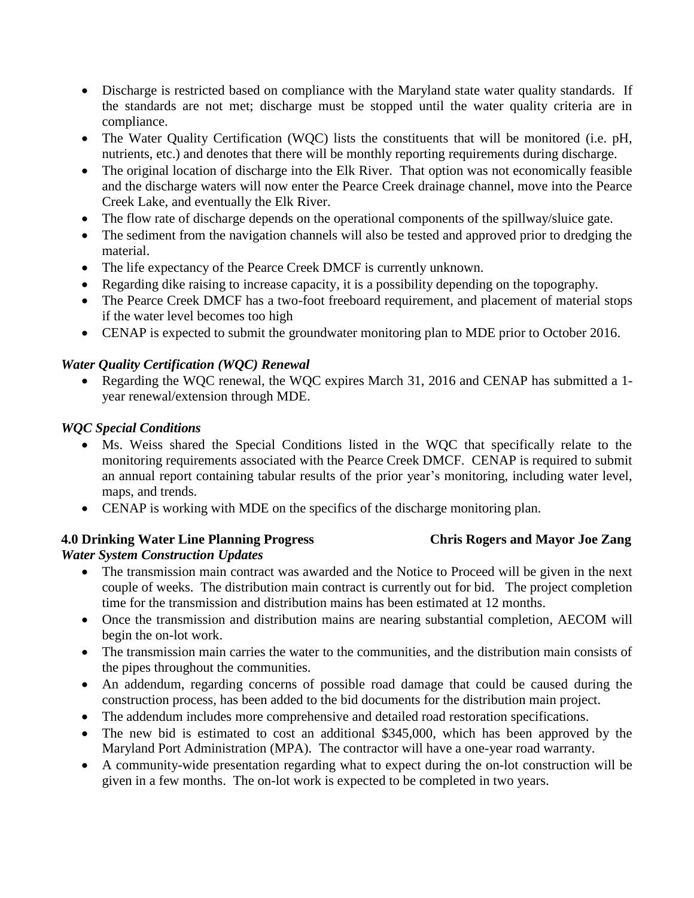- Discharge is restricted based on compliance with the Maryland state water quality standards. If the standards are not met; discharge must be stopped until the water quality criteria are in compliance.
- The Water Quality Certification (WQC) lists the constituents that will be monitored (i.e. pH, nutrients, etc.) and denotes that there will be monthly reporting requirements during discharge.
- The original location of discharge into the Elk River. That option was not economically feasible and the discharge waters will now enter the Pearce Creek drainage channel, move into the Pearce Creek Lake, and eventually the Elk River.
- The flow rate of discharge depends on the operational components of the spillway/sluice gate.
- The sediment from the navigation channels will also be tested and approved prior to dredging the material.
- The life expectancy of the Pearce Creek DMCF is currently unknown.
- Regarding dike raising to increase capacity, it is a possibility depending on the topography.
- The Pearce Creek DMCF has a two-foot freeboard requirement, and placement of material stops if the water level becomes too high
- CENAP is expected to submit the groundwater monitoring plan to MDE prior to October 2016.

***Water Quality Certification (WQC) Renewal***

- Regarding the WQC renewal, the WQC expires March 31, 2016 and CENAP has submitted a 1-year renewal/extension through MDE.

***WQC Special Conditions***

- Ms. Weiss shared the Special Conditions listed in the WQC that specifically relate to the monitoring requirements associated with the Pearce Creek DMCF. CENAP is required to submit an annual report containing tabular results of the prior year's monitoring, including water level, maps, and trends.
- CENAP is working with MDE on the specifics of the discharge monitoring plan.

**4.0 Drinking Water Line Planning Progress** **Chris Rogers and Mayor Joe Zang**

***Water System Construction Updates***

- The transmission main contract was awarded and the Notice to Proceed will be given in the next couple of weeks. The distribution main contract is currently out for bid. The project completion time for the transmission and distribution mains has been estimated at 12 months.
- Once the transmission and distribution mains are nearing substantial completion, AECOM will begin the on-lot work.
- The transmission main carries the water to the communities, and the distribution main consists of the pipes throughout the communities.
- An addendum, regarding concerns of possible road damage that could be caused during the construction process, has been added to the bid documents for the distribution main project.
- The addendum includes more comprehensive and detailed road restoration specifications.
- The new bid is estimated to cost an additional $345,000, which has been approved by the Maryland Port Administration (MPA). The contractor will have a one-year road warranty.
- A community-wide presentation regarding what to expect during the on-lot construction will be given in a few months. The on-lot work is expected to be completed in two years.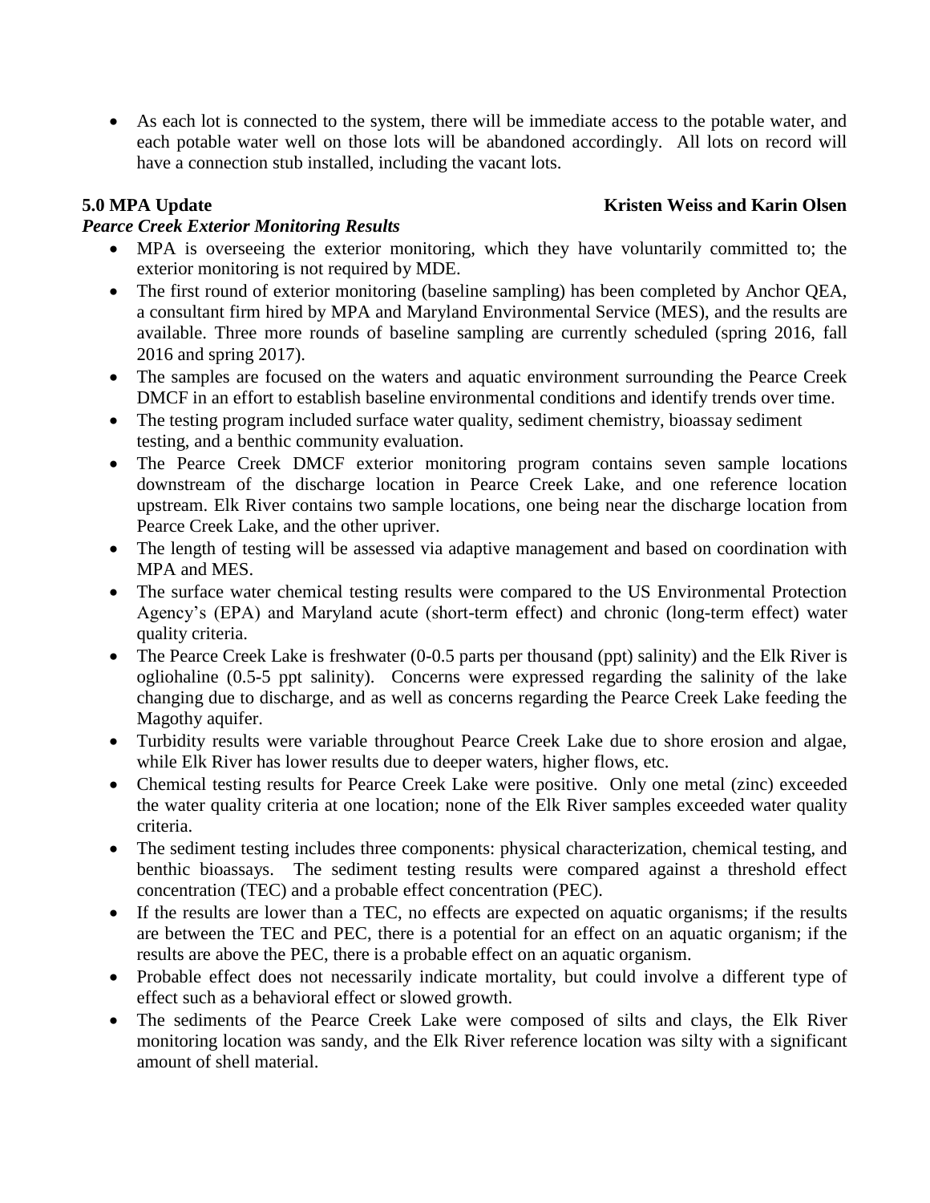- As each lot is connected to the system, there will be immediate access to the potable water, and each potable water well on those lots will be abandoned accordingly. All lots on record will have a connection stub installed, including the vacant lots.

**5.0 MPA Update** **Kristen Weiss and Karin Olsen**

***Pearce Creek Exterior Monitoring Results***

- MPA is overseeing the exterior monitoring, which they have voluntarily committed to; the exterior monitoring is not required by MDE.
- The first round of exterior monitoring (baseline sampling) has been completed by Anchor QEA, a consultant firm hired by MPA and Maryland Environmental Service (MES), and the results are available. Three more rounds of baseline sampling are currently scheduled (spring 2016, fall 2016 and spring 2017).
- The samples are focused on the waters and aquatic environment surrounding the Pearce Creek DMCF in an effort to establish baseline environmental conditions and identify trends over time.
- The testing program included surface water quality, sediment chemistry, bioassay sediment testing, and a benthic community evaluation.
- The Pearce Creek DMCF exterior monitoring program contains seven sample locations downstream of the discharge location in Pearce Creek Lake, and one reference location upstream. Elk River contains two sample locations, one being near the discharge location from Pearce Creek Lake, and the other upriver.
- The length of testing will be assessed via adaptive management and based on coordination with MPA and MES.
- The surface water chemical testing results were compared to the US Environmental Protection Agency's (EPA) and Maryland acute (short-term effect) and chronic (long-term effect) water quality criteria.
- The Pearce Creek Lake is freshwater (0-0.5 parts per thousand (ppt) salinity) and the Elk River is ogliohaline (0.5-5 ppt salinity). Concerns were expressed regarding the salinity of the lake changing due to discharge, and as well as concerns regarding the Pearce Creek Lake feeding the Magothy aquifer.
- Turbidity results were variable throughout Pearce Creek Lake due to shore erosion and algae, while Elk River has lower results due to deeper waters, higher flows, etc.
- Chemical testing results for Pearce Creek Lake were positive. Only one metal (zinc) exceeded the water quality criteria at one location; none of the Elk River samples exceeded water quality criteria.
- The sediment testing includes three components: physical characterization, chemical testing, and benthic bioassays. The sediment testing results were compared against a threshold effect concentration (TEC) and a probable effect concentration (PEC).
- If the results are lower than a TEC, no effects are expected on aquatic organisms; if the results are between the TEC and PEC, there is a potential for an effect on an aquatic organism; if the results are above the PEC, there is a probable effect on an aquatic organism.
- Probable effect does not necessarily indicate mortality, but could involve a different type of effect such as a behavioral effect or slowed growth.
- The sediments of the Pearce Creek Lake were composed of silts and clays, the Elk River monitoring location was sandy, and the Elk River reference location was silty with a significant amount of shell material.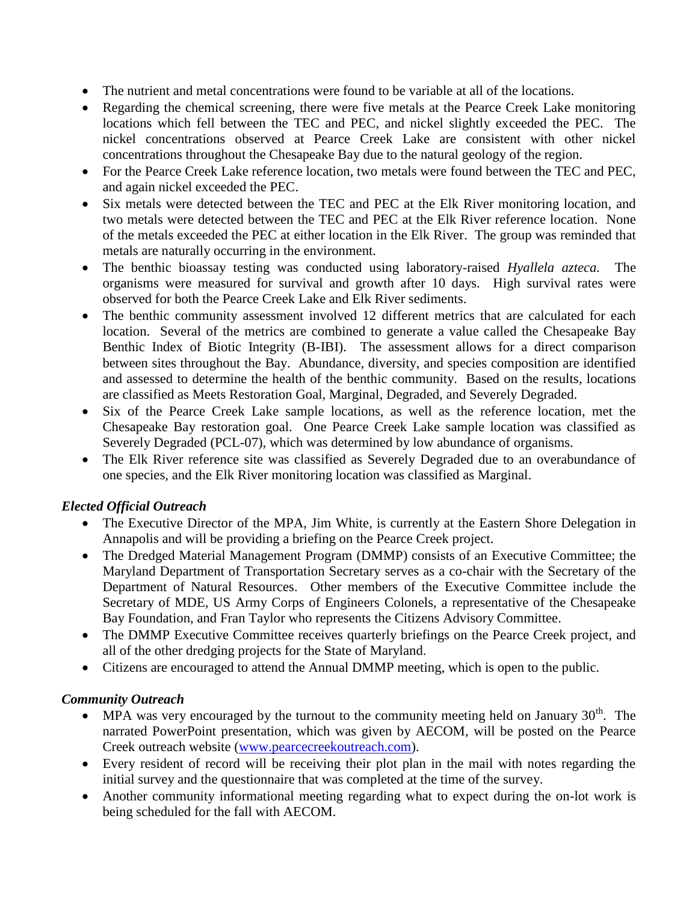- The nutrient and metal concentrations were found to be variable at all of the locations.
- Regarding the chemical screening, there were five metals at the Pearce Creek Lake monitoring locations which fell between the TEC and PEC, and nickel slightly exceeded the PEC. The nickel concentrations observed at Pearce Creek Lake are consistent with other nickel concentrations throughout the Chesapeake Bay due to the natural geology of the region.
- For the Pearce Creek Lake reference location, two metals were found between the TEC and PEC, and again nickel exceeded the PEC.
- Six metals were detected between the TEC and PEC at the Elk River monitoring location, and two metals were detected between the TEC and PEC at the Elk River reference location. None of the metals exceeded the PEC at either location in the Elk River. The group was reminded that metals are naturally occurring in the environment.
- The benthic bioassay testing was conducted using laboratory-raised *Hyallela azteca.* The organisms were measured for survival and growth after 10 days. High survival rates were observed for both the Pearce Creek Lake and Elk River sediments.
- The benthic community assessment involved 12 different metrics that are calculated for each location. Several of the metrics are combined to generate a value called the Chesapeake Bay Benthic Index of Biotic Integrity (B-IBI). The assessment allows for a direct comparison between sites throughout the Bay. Abundance, diversity, and species composition are identified and assessed to determine the health of the benthic community. Based on the results, locations are classified as Meets Restoration Goal, Marginal, Degraded, and Severely Degraded.
- Six of the Pearce Creek Lake sample locations, as well as the reference location, met the Chesapeake Bay restoration goal. One Pearce Creek Lake sample location was classified as Severely Degraded (PCL-07), which was determined by low abundance of organisms.
- The Elk River reference site was classified as Severely Degraded due to an overabundance of one species, and the Elk River monitoring location was classified as Marginal.

***Elected Official Outreach***

- The Executive Director of the MPA, Jim White, is currently at the Eastern Shore Delegation in Annapolis and will be providing a briefing on the Pearce Creek project.
- The Dredged Material Management Program (DMMP) consists of an Executive Committee; the Maryland Department of Transportation Secretary serves as a co-chair with the Secretary of the Department of Natural Resources. Other members of the Executive Committee include the Secretary of MDE, US Army Corps of Engineers Colonels, a representative of the Chesapeake Bay Foundation, and Fran Taylor who represents the Citizens Advisory Committee.
- The DMMP Executive Committee receives quarterly briefings on the Pearce Creek project, and all of the other dredging projects for the State of Maryland.
- Citizens are encouraged to attend the Annual DMMP meeting, which is open to the public.

***Community Outreach***

- MPA was very encouraged by the turnout to the community meeting held on January 30th. The narrated PowerPoint presentation, which was given by AECOM, will be posted on the Pearce Creek outreach website (www.pearcecreekoutreach.com).
- Every resident of record will be receiving their plot plan in the mail with notes regarding the initial survey and the questionnaire that was completed at the time of the survey.
- Another community informational meeting regarding what to expect during the on-lot work is being scheduled for the fall with AECOM.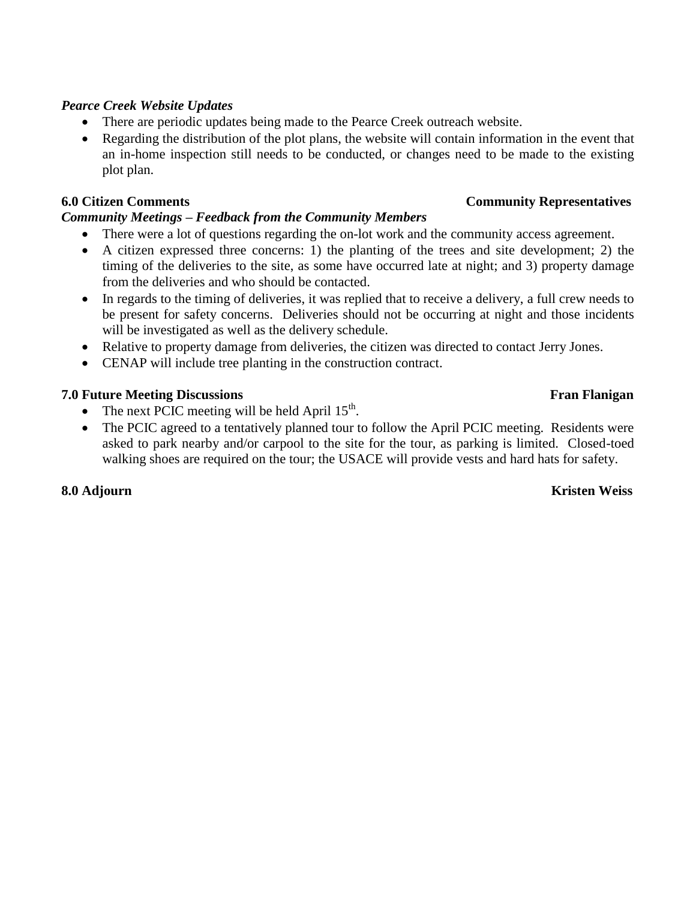***Pearce Creek Website Updates***

- There are periodic updates being made to the Pearce Creek outreach website.
- Regarding the distribution of the plot plans, the website will contain information in the event that an in-home inspection still needs to be conducted, or changes need to be made to the existing plot plan.

**6.0 Citizen Comments** **Community Representatives**

***Community Meetings – Feedback from the Community Members***

- There were a lot of questions regarding the on-lot work and the community access agreement.
- A citizen expressed three concerns: 1) the planting of the trees and site development; 2) the timing of the deliveries to the site, as some have occurred late at night; and 3) property damage from the deliveries and who should be contacted.
- In regards to the timing of deliveries, it was replied that to receive a delivery, a full crew needs to be present for safety concerns. Deliveries should not be occurring at night and those incidents will be investigated as well as the delivery schedule.
- Relative to property damage from deliveries, the citizen was directed to contact Jerry Jones.
- CENAP will include tree planting in the construction contract.

**7.0 Future Meeting Discussions** **Fran Flanigan**

- The next PCIC meeting will be held April 15th.
- The PCIC agreed to a tentatively planned tour to follow the April PCIC meeting. Residents were asked to park nearby and/or carpool to the site for the tour, as parking is limited. Closed-toed walking shoes are required on the tour; the USACE will provide vests and hard hats for safety.

**8.0 Adjourn** **Kristen Weiss**